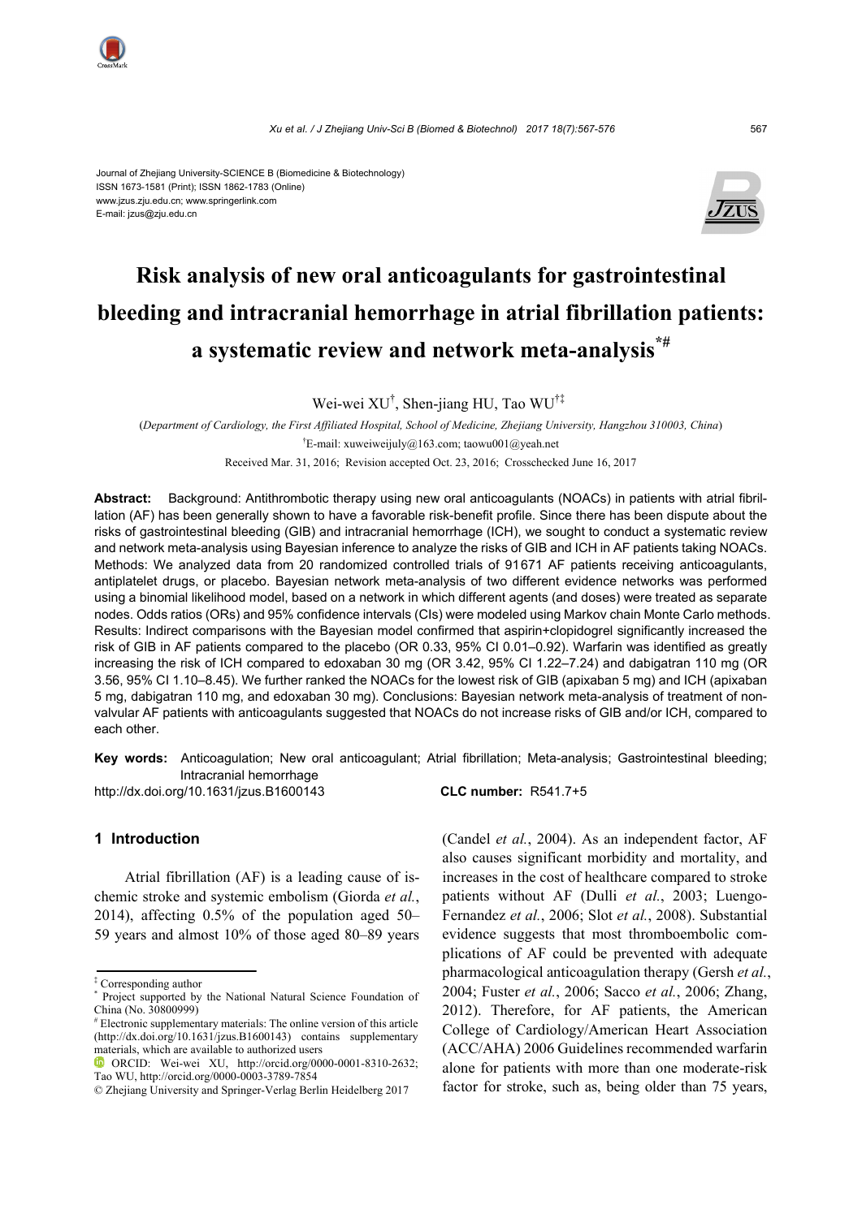Journal of Zhejiang University-SCIENCE B (Biomedicine & Biotechnology)
ISSN 1673-1581 (Print); ISSN 1862-1783 (Online)
www.jzus.zju.edu.cn; www.springerlink.com
E-mail: jzus@zju.edu.cn

# Risk analysis of new oral anticoagulants for gastrointestinal bleeding and intracranial hemorrhage in atrial fibrillation patients: a systematic review and network meta-analysis[*,#]

Wei-wei XU[†], Shen-jiang HU, Tao WU[†‡]

(*Department of Cardiology, the First Affiliated Hospital, School of Medicine, Zhejiang University, Hangzhou 310003, China*)

[†]E-mail: xuweiweijuly@163.com; taowu001@yeah.net

Received Mar. 31, 2016; Revision accepted Oct. 23, 2016; Crosschecked June 16, 2017

**Abstract:** Background: Antithrombotic therapy using new oral anticoagulants (NOACs) in patients with atrial fibrillation (AF) has been generally shown to have a favorable risk-benefit profile. Since there has been dispute about the risks of gastrointestinal bleeding (GIB) and intracranial hemorrhage (ICH), we sought to conduct a systematic review and network meta-analysis using Bayesian inference to analyze the risks of GIB and ICH in AF patients taking NOACs. Methods: We analyzed data from 20 randomized controlled trials of 91671 AF patients receiving anticoagulants, antiplatelet drugs, or placebo. Bayesian network meta-analysis of two different evidence networks was performed using a binomial likelihood model, based on a network in which different agents (and doses) were treated as separate nodes. Odds ratios (ORs) and 95% confidence intervals (CIs) were modeled using Markov chain Monte Carlo methods. Results: Indirect comparisons with the Bayesian model confirmed that aspirin+clopidogrel significantly increased the risk of GIB in AF patients compared to the placebo (OR 0.33, 95% CI 0.01–0.92). Warfarin was identified as greatly increasing the risk of ICH compared to edoxaban 30 mg (OR 3.42, 95% CI 1.22–7.24) and dabigatran 110 mg (OR 3.56, 95% CI 1.10–8.45). We further ranked the NOACs for the lowest risk of GIB (apixaban 5 mg) and ICH (apixaban 5 mg, dabigatran 110 mg, and edoxaban 30 mg). Conclusions: Bayesian network meta-analysis of treatment of non-valvular AF patients with anticoagulants suggested that NOACs do not increase risks of GIB and/or ICH, compared to each other.

**Key words:** Anticoagulation; New oral anticoagulant; Atrial fibrillation; Meta-analysis; Gastrointestinal bleeding; Intracranial hemorrhage

http://dx.doi.org/10.1631/jzus.B1600143 **CLC number:** R541.7+5

## 1 Introduction

Atrial fibrillation (AF) is a leading cause of ischemic stroke and systemic embolism (Giorda *et al.*, 2014), affecting 0.5% of the population aged 50–59 years and almost 10% of those aged 80–89 years (Candel *et al.*, 2004). As an independent factor, AF also causes significant morbidity and mortality, and increases in the cost of healthcare compared to stroke patients without AF (Dulli *et al.*, 2003; Luengo-Fernandez *et al.*, 2006; Slot *et al.*, 2008). Substantial evidence suggests that most thromboembolic complications of AF could be prevented with adequate pharmacological anticoagulation therapy (Gersh *et al.*, 2004; Fuster *et al.*, 2006; Sacco *et al.*, 2006; Zhang, 2012). Therefore, for AF patients, the American College of Cardiology/American Heart Association (ACC/AHA) 2006 Guidelines recommended warfarin alone for patients with more than one moderate-risk factor for stroke, such as, being older than 75 years,

---

[‡] Corresponding author

[*] Project supported by the National Natural Science Foundation of China (No. 30800999)

[#] Electronic supplementary materials: The online version of this article (http://dx.doi.org/10.1631/jzus.B1600143) contains supplementary materials, which are available to authorized users

ORCID: Wei-wei XU, http://orcid.org/0000-0001-8310-2632; Tao WU, http://orcid.org/0000-0003-3789-7854

© Zhejiang University and Springer-Verlag Berlin Heidelberg 2017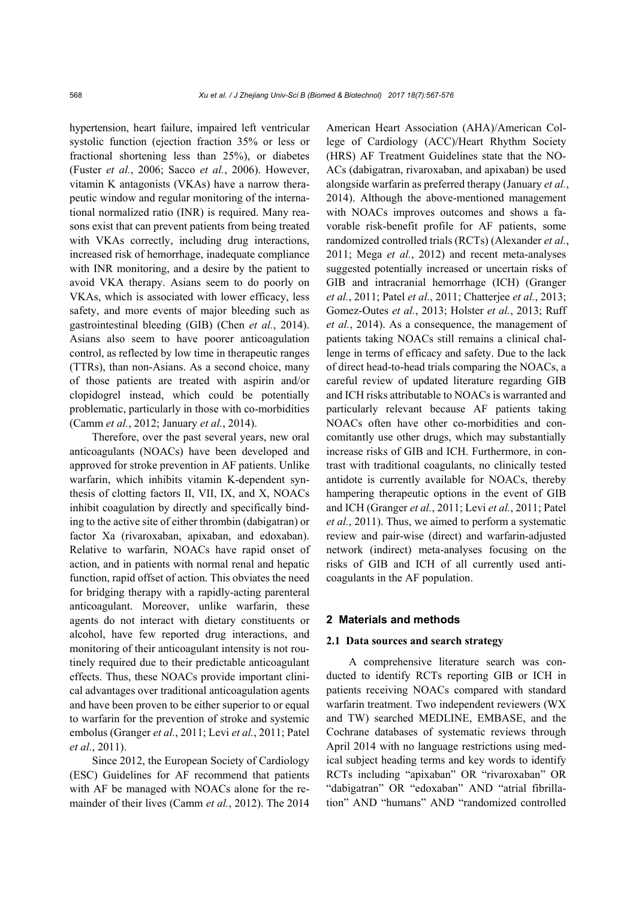hypertension, heart failure, impaired left ventricular systolic function (ejection fraction 35% or less or fractional shortening less than 25%), or diabetes (Fuster *et al.*, 2006; Sacco *et al.*, 2006). However, vitamin K antagonists (VKAs) have a narrow therapeutic window and regular monitoring of the international normalized ratio (INR) is required. Many reasons exist that can prevent patients from being treated with VKAs correctly, including drug interactions, increased risk of hemorrhage, inadequate compliance with INR monitoring, and a desire by the patient to avoid VKA therapy. Asians seem to do poorly on VKAs, which is associated with lower efficacy, less safety, and more events of major bleeding such as gastrointestinal bleeding (GIB) (Chen *et al.*, 2014). Asians also seem to have poorer anticoagulation control, as reflected by low time in therapeutic ranges (TTRs), than non-Asians. As a second choice, many of those patients are treated with aspirin and/or clopidogrel instead, which could be potentially problematic, particularly in those with co-morbidities (Camm *et al.*, 2012; January *et al.*, 2014).

Therefore, over the past several years, new oral anticoagulants (NOACs) have been developed and approved for stroke prevention in AF patients. Unlike warfarin, which inhibits vitamin K-dependent synthesis of clotting factors II, VII, IX, and X, NOACs inhibit coagulation by directly and specifically binding to the active site of either thrombin (dabigatran) or factor Xa (rivaroxaban, apixaban, and edoxaban). Relative to warfarin, NOACs have rapid onset of action, and in patients with normal renal and hepatic function, rapid offset of action. This obviates the need for bridging therapy with a rapidly-acting parenteral anticoagulant. Moreover, unlike warfarin, these agents do not interact with dietary constituents or alcohol, have few reported drug interactions, and monitoring of their anticoagulant intensity is not routinely required due to their predictable anticoagulant effects. Thus, these NOACs provide important clinical advantages over traditional anticoagulation agents and have been proven to be either superior to or equal to warfarin for the prevention of stroke and systemic embolus (Granger *et al.*, 2011; Levi *et al.*, 2011; Patel *et al.*, 2011).

Since 2012, the European Society of Cardiology (ESC) Guidelines for AF recommend that patients with AF be managed with NOACs alone for the remainder of their lives (Camm *et al.*, 2012). The 2014 American Heart Association (AHA)/American College of Cardiology (ACC)/Heart Rhythm Society (HRS) AF Treatment Guidelines state that the NOACs (dabigatran, rivaroxaban, and apixaban) be used alongside warfarin as preferred therapy (January *et al.*, 2014). Although the above-mentioned management with NOACs improves outcomes and shows a favorable risk-benefit profile for AF patients, some randomized controlled trials (RCTs) (Alexander *et al.*, 2011; Mega *et al.*, 2012) and recent meta-analyses suggested potentially increased or uncertain risks of GIB and intracranial hemorrhage (ICH) (Granger *et al.*, 2011; Patel *et al.*, 2011; Chatterjee *et al.*, 2013; Gomez-Outes *et al.*, 2013; Holster *et al.*, 2013; Ruff *et al.*, 2014). As a consequence, the management of patients taking NOACs still remains a clinical challenge in terms of efficacy and safety. Due to the lack of direct head-to-head trials comparing the NOACs, a careful review of updated literature regarding GIB and ICH risks attributable to NOACs is warranted and particularly relevant because AF patients taking NOACs often have other co-morbidities and concomitantly use other drugs, which may substantially increase risks of GIB and ICH. Furthermore, in contrast with traditional coagulants, no clinically tested antidote is currently available for NOACs, thereby hampering therapeutic options in the event of GIB and ICH (Granger *et al.*, 2011; Levi *et al.*, 2011; Patel *et al.*, 2011). Thus, we aimed to perform a systematic review and pair-wise (direct) and warfarin-adjusted network (indirect) meta-analyses focusing on the risks of GIB and ICH of all currently used anticoagulants in the AF population.

## 2 Materials and methods

### 2.1 Data sources and search strategy

A comprehensive literature search was conducted to identify RCTs reporting GIB or ICH in patients receiving NOACs compared with standard warfarin treatment. Two independent reviewers (WX and TW) searched MEDLINE, EMBASE, and the Cochrane databases of systematic reviews through April 2014 with no language restrictions using medical subject heading terms and key words to identify RCTs including "apixaban" OR "rivaroxaban" OR "dabigatran" OR "edoxaban" AND "atrial fibrillation" AND "humans" AND "randomized controlled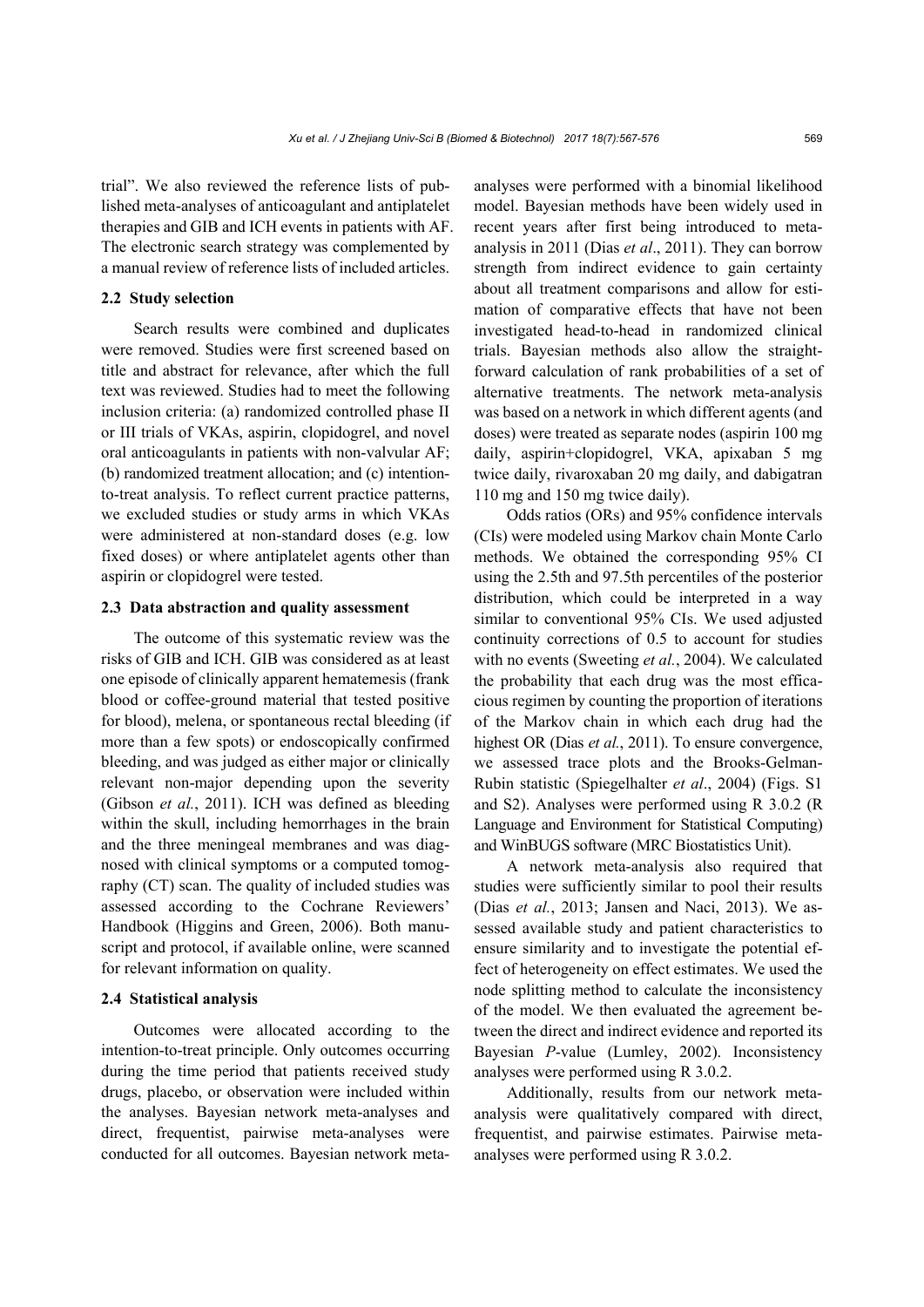trial". We also reviewed the reference lists of published meta-analyses of anticoagulant and antiplatelet therapies and GIB and ICH events in patients with AF. The electronic search strategy was complemented by a manual review of reference lists of included articles.

### 2.2 Study selection

Search results were combined and duplicates were removed. Studies were first screened based on title and abstract for relevance, after which the full text was reviewed. Studies had to meet the following inclusion criteria: (a) randomized controlled phase II or III trials of VKAs, aspirin, clopidogrel, and novel oral anticoagulants in patients with non-valvular AF; (b) randomized treatment allocation; and (c) intention-to-treat analysis. To reflect current practice patterns, we excluded studies or study arms in which VKAs were administered at non-standard doses (e.g. low fixed doses) or where antiplatelet agents other than aspirin or clopidogrel were tested.

### 2.3 Data abstraction and quality assessment

The outcome of this systematic review was the risks of GIB and ICH. GIB was considered as at least one episode of clinically apparent hematemesis (frank blood or coffee-ground material that tested positive for blood), melena, or spontaneous rectal bleeding (if more than a few spots) or endoscopically confirmed bleeding, and was judged as either major or clinically relevant non-major depending upon the severity (Gibson *et al.*, 2011). ICH was defined as bleeding within the skull, including hemorrhages in the brain and the three meningeal membranes and was diagnosed with clinical symptoms or a computed tomography (CT) scan. The quality of included studies was assessed according to the Cochrane Reviewers' Handbook (Higgins and Green, 2006). Both manuscript and protocol, if available online, were scanned for relevant information on quality.

### 2.4 Statistical analysis

Outcomes were allocated according to the intention-to-treat principle. Only outcomes occurring during the time period that patients received study drugs, placebo, or observation were included within the analyses. Bayesian network meta-analyses and direct, frequentist, pairwise meta-analyses were conducted for all outcomes. Bayesian network meta-analyses were performed with a binomial likelihood model. Bayesian methods have been widely used in recent years after first being introduced to meta-analysis in 2011 (Dias *et al*., 2011). They can borrow strength from indirect evidence to gain certainty about all treatment comparisons and allow for estimation of comparative effects that have not been investigated head-to-head in randomized clinical trials. Bayesian methods also allow the straightforward calculation of rank probabilities of a set of alternative treatments. The network meta-analysis was based on a network in which different agents (and doses) were treated as separate nodes (aspirin 100 mg daily, aspirin+clopidogrel, VKA, apixaban 5 mg twice daily, rivaroxaban 20 mg daily, and dabigatran 110 mg and 150 mg twice daily).

Odds ratios (ORs) and 95% confidence intervals (CIs) were modeled using Markov chain Monte Carlo methods. We obtained the corresponding 95% CI using the 2.5th and 97.5th percentiles of the posterior distribution, which could be interpreted in a way similar to conventional 95% CIs. We used adjusted continuity corrections of 0.5 to account for studies with no events (Sweeting *et al.*, 2004). We calculated the probability that each drug was the most efficacious regimen by counting the proportion of iterations of the Markov chain in which each drug had the highest OR (Dias *et al.*, 2011). To ensure convergence, we assessed trace plots and the Brooks-Gelman-Rubin statistic (Spiegelhalter *et al*., 2004) (Figs. S1 and S2). Analyses were performed using R 3.0.2 (R Language and Environment for Statistical Computing) and WinBUGS software (MRC Biostatistics Unit).

A network meta-analysis also required that studies were sufficiently similar to pool their results (Dias *et al.*, 2013; Jansen and Naci, 2013). We assessed available study and patient characteristics to ensure similarity and to investigate the potential effect of heterogeneity on effect estimates. We used the node splitting method to calculate the inconsistency of the model. We then evaluated the agreement between the direct and indirect evidence and reported its Bayesian *P*-value (Lumley, 2002). Inconsistency analyses were performed using R 3.0.2.

Additionally, results from our network meta-analysis were qualitatively compared with direct, frequentist, and pairwise estimates. Pairwise meta-analyses were performed using R 3.0.2.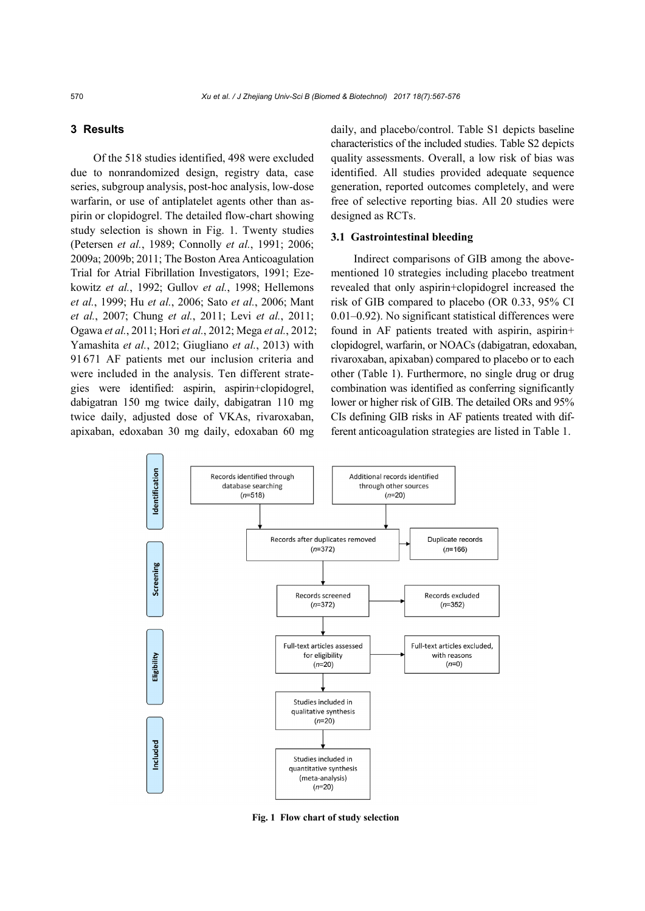## 3 Results

Of the 518 studies identified, 498 were excluded due to nonrandomized design, registry data, case series, subgroup analysis, post-hoc analysis, low-dose warfarin, or use of antiplatelet agents other than aspirin or clopidogrel. The detailed flow-chart showing study selection is shown in Fig. 1. Twenty studies (Petersen *et al.*, 1989; Connolly *et al.*, 1991; 2006; 2009a; 2009b; 2011; The Boston Area Anticoagulation Trial for Atrial Fibrillation Investigators, 1991; Ezekowitz *et al.*, 1992; Gullov *et al.*, 1998; Hellemons *et al.*, 1999; Hu *et al.*, 2006; Sato *et al.*, 2006; Mant *et al.*, 2007; Chung *et al.*, 2011; Levi *et al.*, 2011; Ogawa *et al.*, 2011; Hori *et al.*, 2012; Mega *et al.*, 2012; Yamashita *et al.*, 2012; Giugliano *et al.*, 2013) with 91 671 AF patients met our inclusion criteria and were included in the analysis. Ten different strategies were identified: aspirin, aspirin+clopidogrel, dabigatran 150 mg twice daily, dabigatran 110 mg twice daily, adjusted dose of VKAs, rivaroxaban, apixaban, edoxaban 30 mg daily, edoxaban 60 mg daily, and placebo/control. Table S1 depicts baseline characteristics of the included studies. Table S2 depicts quality assessments. Overall, a low risk of bias was identified. All studies provided adequate sequence generation, reported outcomes completely, and were free of selective reporting bias. All 20 studies were designed as RCTs.

### 3.1 Gastrointestinal bleeding

Indirect comparisons of GIB among the above-mentioned 10 strategies including placebo treatment revealed that only aspirin+clopidogrel increased the risk of GIB compared to placebo (OR 0.33, 95% CI 0.01–0.92). No significant statistical differences were found in AF patients treated with aspirin, aspirin+clopidogrel, warfarin, or NOACs (dabigatran, edoxaban, rivaroxaban, apixaban) compared to placebo or to each other (Table 1). Furthermore, no single drug or drug combination was identified as conferring significantly lower or higher risk of GIB. The detailed ORs and 95% CIs defining GIB risks in AF patients treated with different anticoagulation strategies are listed in Table 1.

- Identification: Records identified through database searching ($n$=518); Additional records identified through other sources ($n$=20)
- Screening: Records after duplicates removed ($n$=372); Duplicate records ($n$=166); Records screened ($n$=372); Records excluded ($n$=352)
- Eligibility: Full-text articles assessed for eligibility ($n$=20); Full-text articles excluded, with reasons ($n$=0)
- Included: Studies included in qualitative synthesis ($n$=20); Studies included in quantitative synthesis (meta-analysis) ($n$=20)

**Fig. 1 Flow chart of study selection**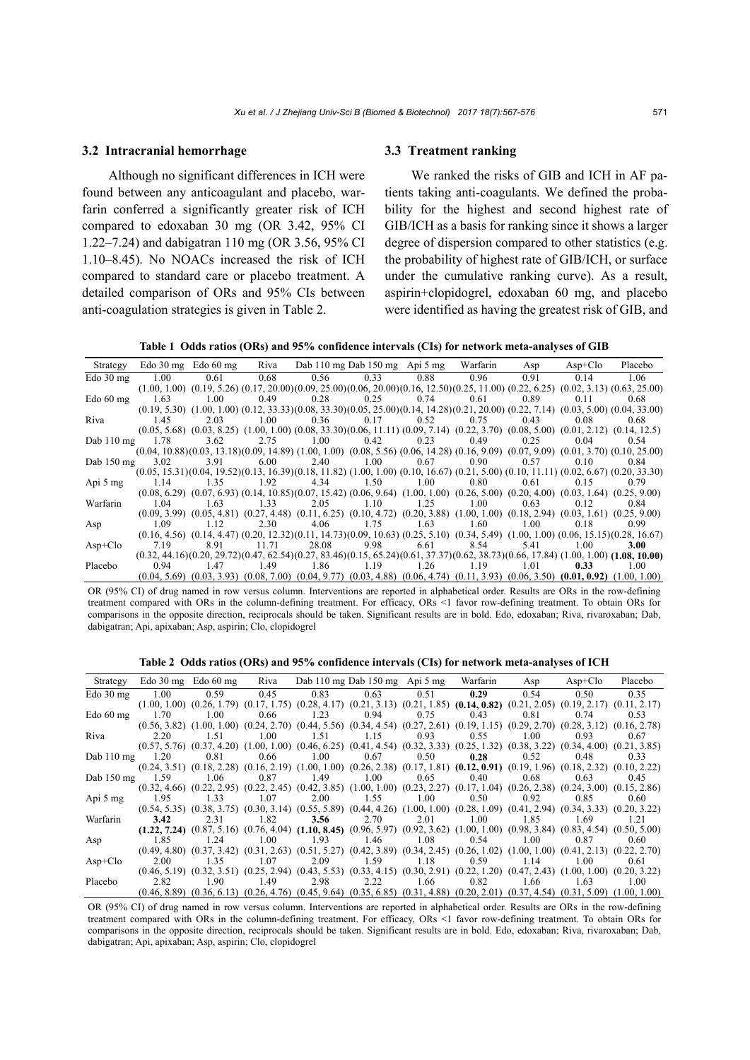### 3.2 Intracranial hemorrhage

Although no significant differences in ICH were found between any anticoagulant and placebo, warfarin conferred a significantly greater risk of ICH compared to edoxaban 30 mg (OR 3.42, 95% CI 1.22–7.24) and dabigatran 110 mg (OR 3.56, 95% CI 1.10–8.45). No NOACs increased the risk of ICH compared to standard care or placebo treatment. A detailed comparison of ORs and 95% CIs between anti-coagulation strategies is given in Table 2.

### 3.3 Treatment ranking

We ranked the risks of GIB and ICH in AF patients taking anti-coagulants. We defined the probability for the highest and second highest rate of GIB/ICH as a basis for ranking since it shows a larger degree of dispersion compared to other statistics (e.g. the probability of highest rate of GIB/ICH, or surface under the cumulative ranking curve). As a result, aspirin+clopidogrel, edoxaban 60 mg, and placebo were identified as having the greatest risk of GIB, and

**Table 1 Odds ratios (ORs) and 95% confidence intervals (CIs) for network meta-analyses of GIB**

| Strategy | Edo 30 mg | Edo 60 mg | Riva | Dab 110 mg | Dab 150 mg | Api 5 mg | Warfarin | Asp | Asp+Clo | Placebo |
|---|---|---|---|---|---|---|---|---|---|---|
| Edo 30 mg | 1.00 (1.00, 1.00) | 0.61 (0.19, 5.26) | 0.68 (0.17, 20.00) | 0.56 (0.09, 25.00) | 0.33 (0.06, 20.00) | 0.88 (0.16, 12.50) | 0.96 (0.25, 11.00) | 0.91 (0.22, 6.25) | 0.14 (0.02, 3.13) | 1.06 (0.63, 25.00) |
| Edo 60 mg | 1.63 (0.19, 5.30) | 1.00 (1.00, 1.00) | 0.49 (0.12, 33.33) | 0.28 (0.08, 33.30) | 0.25 (0.05, 25.00) | 0.74 (0.14, 14.28) | 0.61 (0.21, 20.00) | 0.89 (0.22, 7.14) | 0.11 (0.03, 5.00) | 0.68 (0.04, 33.00) |
| Riva | 1.45 (0.05, 5.68) | 2.03 (0.03, 8.25) | 1.00 (1.00, 1.00) | 0.36 (0.08, 33.30) | 0.17 (0.06, 11.11) | 0.52 (0.09, 7.14) | 0.75 (0.22, 3.70) | 0.43 (0.08, 5.00) | 0.08 (0.01, 2.12) | 0.68 (0.14, 12.5) |
| Dab 110 mg | 1.78 (0.04, 10.88) | 3.62 (0.03, 13.18) | 2.75 (0.09, 14.89) | 1.00 (1.00, 1.00) | 0.42 (0.08, 5.56) | 0.23 (0.06, 14.28) | 0.49 (0.16, 9.09) | 0.25 (0.07, 9.09) | 0.04 (0.01, 3.70) | 0.54 (0.10, 25.00) |
| Dab 150 mg | 3.02 (0.05, 15.31) | 3.91 (0.04, 19.52) | 6.00 (0.13, 16.39) | 2.40 (0.18, 11.82) | 1.00 (1.00, 1.00) | 0.67 (0.10, 16.67) | 0.90 (0.21, 5.00) | 0.57 (0.10, 11.11) | 0.10 (0.02, 6.67) | 0.84 (0.20, 33.30) |
| Api 5 mg | 1.14 (0.08, 6.29) | 1.35 (0.07, 6.93) | 1.92 (0.14, 10.85) | 4.34 (0.07, 15.42) | 1.50 (0.06, 9.64) | 1.00 (1.00, 1.00) | 0.80 (0.26, 5.00) | 0.61 (0.20, 4.00) | 0.15 (0.03, 1.64) | 0.79 (0.25, 9.00) |
| Warfarin | 1.04 (0.09, 3.99) | 1.63 (0.05, 4.81) | 1.33 (0.27, 4.48) | 2.05 (0.11, 6.25) | 1.10 (0.10, 4.72) | 1.25 (0.20, 3.88) | 1.00 (1.00, 1.00) | 0.63 (0.18, 2.94) | 0.12 (0.03, 1.61) | 0.84 (0.25, 9.00) |
| Asp | 1.09 (0.16, 4.56) | 1.12 (0.14, 4.47) | 2.30 (0.20, 12.32) | 4.06 (0.11, 14.73) | 1.75 (0.09, 10.63) | 1.63 (0.25, 5.10) | 1.60 (0.34, 5.49) | 1.00 (1.00, 1.00) | 0.18 (0.06, 15.15) | 0.99 (0.28, 16.67) |
| Asp+Clo | 7.19 (0.32, 44.16) | 8.91 (0.20, 29.72) | 11.71 (0.47, 62.54) | 28.08 (0.27, 83.46) | 9.98 (0.15, 65.24) | 6.61 (0.61, 37.37) | 8.54 (0.62, 38.73) | 5.41 (0.66, 17.84) | 1.00 (1.00, 1.00) | **3.00 (1.08, 10.00)** |
| Placebo | 0.94 (0.04, 5.69) | 1.47 (0.03, 3.93) | 1.49 (0.08, 7.00) | 1.86 (0.04, 9.77) | 1.19 (0.03, 4.88) | 1.26 (0.06, 4.74) | 1.19 (0.11, 3.93) | 1.01 (0.06, 3.50) | **0.33 (0.01, 0.92)** | 1.00 (1.00, 1.00) |

OR (95% CI) of drug named in row versus column. Interventions are reported in alphabetical order. Results are ORs in the row-defining treatment compared with ORs in the column-defining treatment. For efficacy, ORs <1 favor row-defining treatment. To obtain ORs for comparisons in the opposite direction, reciprocals should be taken. Significant results are in bold. Edo, edoxaban; Riva, rivaroxaban; Dab, dabigatran; Api, apixaban; Asp, aspirin; Clo, clopidogrel

**Table 2 Odds ratios (ORs) and 95% confidence intervals (CIs) for network meta-analyses of ICH**

| Strategy | Edo 30 mg | Edo 60 mg | Riva | Dab 110 mg | Dab 150 mg | Api 5 mg | Warfarin | Asp | Asp+Clo | Placebo |
|---|---|---|---|---|---|---|---|---|---|---|
| Edo 30 mg | 1.00 (1.00, 1.00) | 0.59 (0.26, 1.79) | 0.45 (0.17, 1.75) | 0.83 (0.28, 4.17) | 0.63 (0.21, 3.13) | 0.51 (0.21, 1.85) | **0.29 (0.14, 0.82)** | 0.54 (0.21, 2.05) | 0.50 (0.19, 2.17) | 0.35 (0.11, 2.17) |
| Edo 60 mg | 1.70 (0.56, 3.82) | 1.00 (1.00, 1.00) | 0.66 (0.24, 2.70) | 1.23 (0.44, 5.56) | 0.94 (0.34, 4.54) | 0.75 (0.27, 2.61) | 0.43 (0.19, 1.15) | 0.81 (0.29, 2.70) | 0.74 (0.28, 3.12) | 0.53 (0.16, 2.78) |
| Riva | 2.20 (0.57, 5.76) | 1.51 (0.37, 4.20) | 1.00 (1.00, 1.00) | 1.51 (0.46, 6.25) | 1.15 (0.41, 4.54) | 0.93 (0.32, 3.33) | 0.55 (0.25, 1.32) | 1.00 (0.38, 3.22) | 0.93 (0.34, 4.00) | 0.67 (0.21, 3.85) |
| Dab 110 mg | 1.20 (0.24, 3.51) | 0.81 (0.18, 2.28) | 0.66 (0.16, 2.19) | 1.00 (1.00, 1.00) | 0.67 (0.26, 2.38) | 0.50 (0.17, 1.81) | **0.28 (0.12, 0.91)** | 0.52 (0.19, 1.96) | 0.48 (0.18, 2.32) | 0.33 (0.10, 2.22) |
| Dab 150 mg | 1.59 (0.32, 4.66) | 1.06 (0.22, 2.95) | 0.87 (0.22, 2.45) | 1.49 (0.42, 3.85) | 1.00 (1.00, 1.00) | 0.65 (0.23, 2.27) | 0.40 (0.17, 1.04) | 0.68 (0.26, 2.38) | 0.63 (0.24, 3.00) | 0.45 (0.15, 2.86) |
| Api 5 mg | 1.95 (0.54, 5.35) | 1.33 (0.38, 3.75) | 1.07 (0.30, 3.14) | 2.00 (0.55, 5.89) | 1.55 (0.44, 4.26) | 1.00 (1.00, 1.00) | 0.50 (0.28, 1.09) | 0.92 (0.41, 2.94) | 0.85 (0.34, 3.33) | 0.60 (0.20, 3.22) |
| Warfarin | **3.42 (1.22, 7.24)** | 2.31 (0.87, 5.16) | 1.82 (0.76, 4.04) | **3.56 (1.10, 8.45)** | 2.70 (0.96, 5.97) | 2.01 (0.92, 3.62) | 1.00 (1.00, 1.00) | 1.85 (0.98, 3.84) | 1.69 (0.83, 4.54) | 1.21 (0.50, 5.00) |
| Asp | 1.85 (0.49, 4.80) | 1.24 (0.37, 3.42) | 1.00 (0.31, 2.63) | 1.93 (0.51, 5.27) | 1.46 (0.42, 3.89) | 1.08 (0.34, 2.45) | 0.54 (0.26, 1.02) | 1.00 (1.00, 1.00) | 0.87 (0.41, 2.13) | 0.60 (0.22, 2.70) |
| Asp+Clo | 2.00 (0.46, 5.19) | 1.35 (0.32, 3.51) | 1.07 (0.25, 2.94) | 2.09 (0.43, 5.53) | 1.59 (0.33, 4.15) | 1.18 (0.30, 2.91) | 0.59 (0.22, 1.20) | 1.14 (0.47, 2.43) | 1.00 (1.00, 1.00) | 0.61 (0.20, 3.22) |
| Placebo | 2.82 (0.46, 8.89) | 1.90 (0.36, 6.13) | 1.49 (0.26, 4.76) | 2.98 (0.45, 9.64) | 2.22 (0.35, 6.85) | 1.66 (0.31, 4.88) | 0.82 (0.20, 2.01) | 1.66 (0.37, 4.54) | 1.63 (0.31, 5.09) | 1.00 (1.00, 1.00) |

OR (95% CI) of drug named in row versus column. Interventions are reported in alphabetical order. Results are ORs in the row-defining treatment compared with ORs in the column-defining treatment. For efficacy, ORs <1 favor row-defining treatment. To obtain ORs for comparisons in the opposite direction, reciprocals should be taken. Significant results are in bold. Edo, edoxaban; Riva, rivaroxaban; Dab, dabigatran; Api, apixaban; Asp, aspirin; Clo, clopidogrel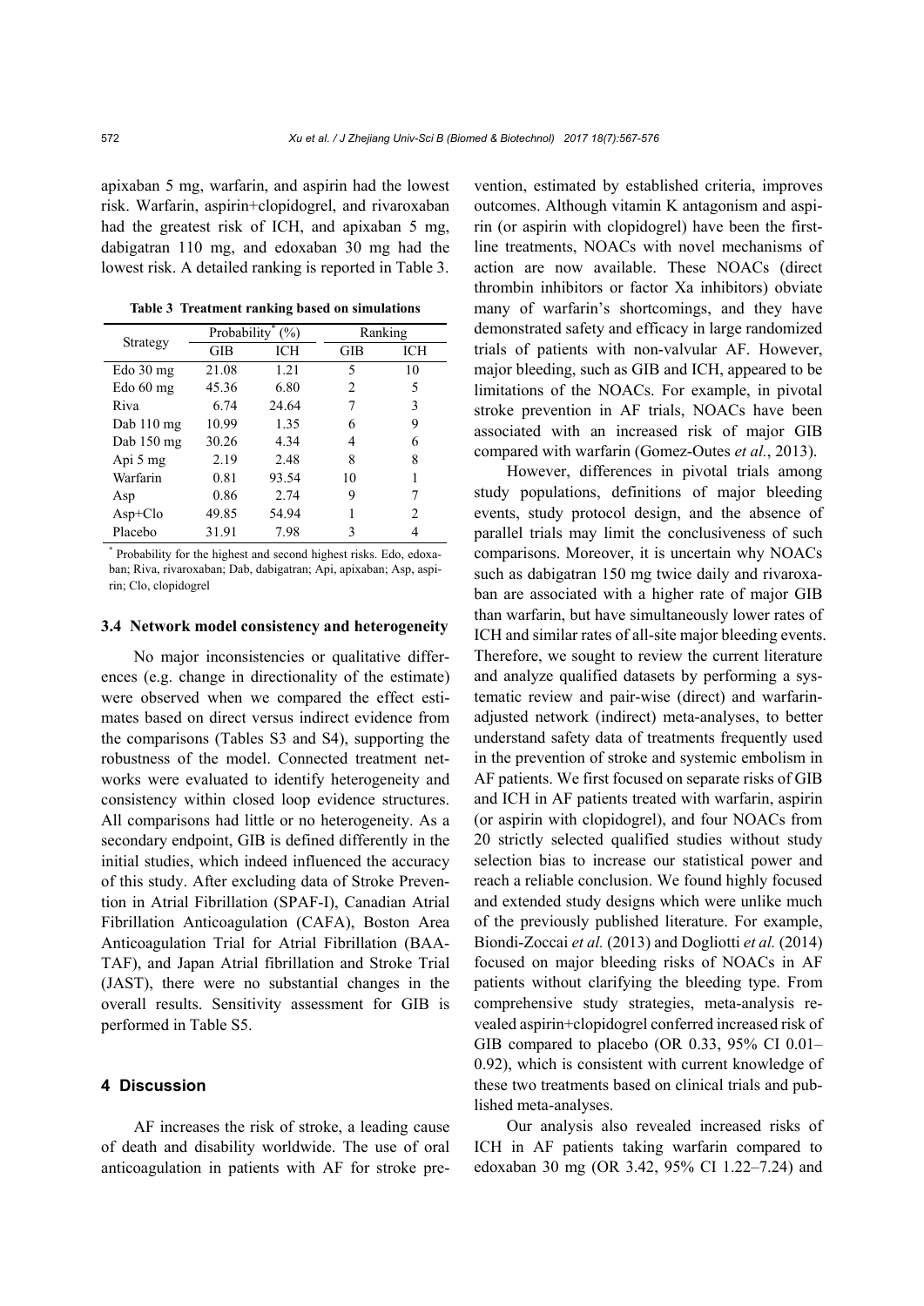apixaban 5 mg, warfarin, and aspirin had the lowest risk. Warfarin, aspirin+clopidogrel, and rivaroxaban had the greatest risk of ICH, and apixaban 5 mg, dabigatran 110 mg, and edoxaban 30 mg had the lowest risk. A detailed ranking is reported in Table 3.

**Table 3 Treatment ranking based on simulations**

| Strategy | Probability* (%) | | Ranking | |
|---|---|---|---|---|
| | GIB | ICH | GIB | ICH |
| Edo 30 mg | 21.08 | 1.21 | 5 | 10 |
| Edo 60 mg | 45.36 | 6.80 | 2 | 5 |
| Riva | 6.74 | 24.64 | 7 | 3 |
| Dab 110 mg | 10.99 | 1.35 | 6 | 9 |
| Dab 150 mg | 30.26 | 4.34 | 4 | 6 |
| Api 5 mg | 2.19 | 2.48 | 8 | 8 |
| Warfarin | 0.81 | 93.54 | 10 | 1 |
| Asp | 0.86 | 2.74 | 9 | 7 |
| Asp+Clo | 49.85 | 54.94 | 1 | 2 |
| Placebo | 31.91 | 7.98 | 3 | 4 |

* Probability for the highest and second highest risks. Edo, edoxaban; Riva, rivaroxaban; Dab, dabigatran; Api, apixaban; Asp, aspirin; Clo, clopidogrel

### 3.4 Network model consistency and heterogeneity

No major inconsistencies or qualitative differences (e.g. change in directionality of the estimate) were observed when we compared the effect estimates based on direct versus indirect evidence from the comparisons (Tables S3 and S4), supporting the robustness of the model. Connected treatment networks were evaluated to identify heterogeneity and consistency within closed loop evidence structures. All comparisons had little or no heterogeneity. As a secondary endpoint, GIB is defined differently in the initial studies, which indeed influenced the accuracy of this study. After excluding data of Stroke Prevention in Atrial Fibrillation (SPAF-I), Canadian Atrial Fibrillation Anticoagulation (CAFA), Boston Area Anticoagulation Trial for Atrial Fibrillation (BAA-TAF), and Japan Atrial fibrillation and Stroke Trial (JAST), there were no substantial changes in the overall results. Sensitivity assessment for GIB is performed in Table S5.

## 4 Discussion

AF increases the risk of stroke, a leading cause of death and disability worldwide. The use of oral anticoagulation in patients with AF for stroke prevention, estimated by established criteria, improves outcomes. Although vitamin K antagonism and aspirin (or aspirin with clopidogrel) have been the first-line treatments, NOACs with novel mechanisms of action are now available. These NOACs (direct thrombin inhibitors or factor Xa inhibitors) obviate many of warfarin's shortcomings, and they have demonstrated safety and efficacy in large randomized trials of patients with non-valvular AF. However, major bleeding, such as GIB and ICH, appeared to be limitations of the NOACs. For example, in pivotal stroke prevention in AF trials, NOACs have been associated with an increased risk of major GIB compared with warfarin (Gomez-Outes *et al.*, 2013).

However, differences in pivotal trials among study populations, definitions of major bleeding events, study protocol design, and the absence of parallel trials may limit the conclusiveness of such comparisons. Moreover, it is uncertain why NOACs such as dabigatran 150 mg twice daily and rivaroxaban are associated with a higher rate of major GIB than warfarin, but have simultaneously lower rates of ICH and similar rates of all-site major bleeding events. Therefore, we sought to review the current literature and analyze qualified datasets by performing a systematic review and pair-wise (direct) and warfarin-adjusted network (indirect) meta-analyses, to better understand safety data of treatments frequently used in the prevention of stroke and systemic embolism in AF patients. We first focused on separate risks of GIB and ICH in AF patients treated with warfarin, aspirin (or aspirin with clopidogrel), and four NOACs from 20 strictly selected qualified studies without study selection bias to increase our statistical power and reach a reliable conclusion. We found highly focused and extended study designs which were unlike much of the previously published literature. For example, Biondi-Zoccai *et al.* (2013) and Dogliotti *et al.* (2014) focused on major bleeding risks of NOACs in AF patients without clarifying the bleeding type. From comprehensive study strategies, meta-analysis revealed aspirin+clopidogrel conferred increased risk of GIB compared to placebo (OR 0.33, 95% CI 0.01–0.92), which is consistent with current knowledge of these two treatments based on clinical trials and published meta-analyses.

Our analysis also revealed increased risks of ICH in AF patients taking warfarin compared to edoxaban 30 mg (OR 3.42, 95% CI 1.22–7.24) and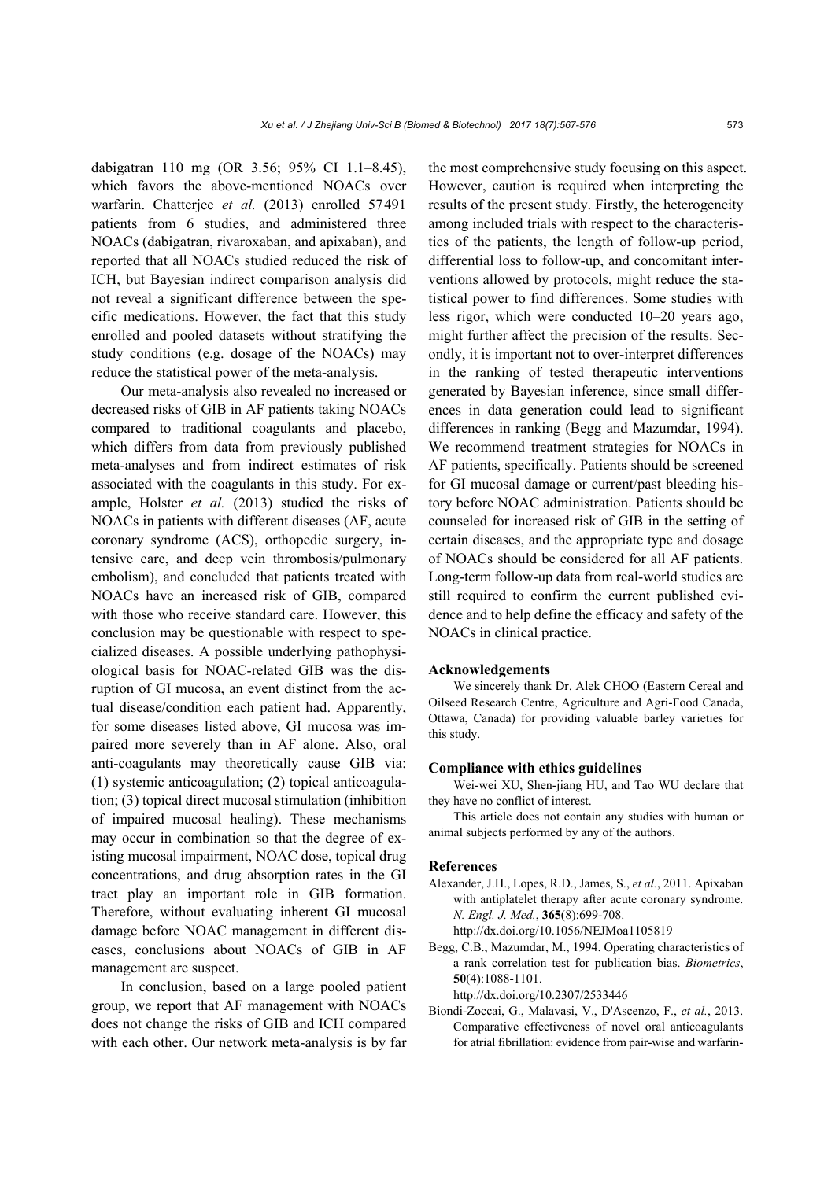dabigatran 110 mg (OR 3.56; 95% CI 1.1–8.45), which favors the above-mentioned NOACs over warfarin. Chatterjee *et al.* (2013) enrolled 57 491 patients from 6 studies, and administered three NOACs (dabigatran, rivaroxaban, and apixaban), and reported that all NOACs studied reduced the risk of ICH, but Bayesian indirect comparison analysis did not reveal a significant difference between the specific medications. However, the fact that this study enrolled and pooled datasets without stratifying the study conditions (e.g. dosage of the NOACs) may reduce the statistical power of the meta-analysis.

Our meta-analysis also revealed no increased or decreased risks of GIB in AF patients taking NOACs compared to traditional coagulants and placebo, which differs from data from previously published meta-analyses and from indirect estimates of risk associated with the coagulants in this study. For example, Holster *et al.* (2013) studied the risks of NOACs in patients with different diseases (AF, acute coronary syndrome (ACS), orthopedic surgery, intensive care, and deep vein thrombosis/pulmonary embolism), and concluded that patients treated with NOACs have an increased risk of GIB, compared with those who receive standard care. However, this conclusion may be questionable with respect to specialized diseases. A possible underlying pathophysiological basis for NOAC-related GIB was the disruption of GI mucosa, an event distinct from the actual disease/condition each patient had. Apparently, for some diseases listed above, GI mucosa was impaired more severely than in AF alone. Also, oral anti-coagulants may theoretically cause GIB via: (1) systemic anticoagulation; (2) topical anticoagulation; (3) topical direct mucosal stimulation (inhibition of impaired mucosal healing). These mechanisms may occur in combination so that the degree of existing mucosal impairment, NOAC dose, topical drug concentrations, and drug absorption rates in the GI tract play an important role in GIB formation. Therefore, without evaluating inherent GI mucosal damage before NOAC management in different diseases, conclusions about NOACs of GIB in AF management are suspect.

In conclusion, based on a large pooled patient group, we report that AF management with NOACs does not change the risks of GIB and ICH compared with each other. Our network meta-analysis is by far the most comprehensive study focusing on this aspect. However, caution is required when interpreting the results of the present study. Firstly, the heterogeneity among included trials with respect to the characteristics of the patients, the length of follow-up period, differential loss to follow-up, and concomitant interventions allowed by protocols, might reduce the statistical power to find differences. Some studies with less rigor, which were conducted 10–20 years ago, might further affect the precision of the results. Secondly, it is important not to over-interpret differences in the ranking of tested therapeutic interventions generated by Bayesian inference, since small differences in data generation could lead to significant differences in ranking (Begg and Mazumdar, 1994). We recommend treatment strategies for NOACs in AF patients, specifically. Patients should be screened for GI mucosal damage or current/past bleeding history before NOAC administration. Patients should be counseled for increased risk of GIB in the setting of certain diseases, and the appropriate type and dosage of NOACs should be considered for all AF patients. Long-term follow-up data from real-world studies are still required to confirm the current published evidence and to help define the efficacy and safety of the NOACs in clinical practice.

#### Acknowledgements

We sincerely thank Dr. Alek CHOO (Eastern Cereal and Oilseed Research Centre, Agriculture and Agri-Food Canada, Ottawa, Canada) for providing valuable barley varieties for this study.

#### Compliance with ethics guidelines

Wei-wei XU, Shen-jiang HU, and Tao WU declare that they have no conflict of interest.

This article does not contain any studies with human or animal subjects performed by any of the authors.

#### References

Alexander, J.H., Lopes, R.D., James, S., *et al.*, 2011. Apixaban with antiplatelet therapy after acute coronary syndrome. *N. Engl. J. Med.*, **365**(8):699-708. http://dx.doi.org/10.1056/NEJMoa1105819

Begg, C.B., Mazumdar, M., 1994. Operating characteristics of a rank correlation test for publication bias. *Biometrics*, **50**(4):1088-1101. http://dx.doi.org/10.2307/2533446

Biondi-Zoccai, G., Malavasi, V., D'Ascenzo, F., *et al.*, 2013. Comparative effectiveness of novel oral anticoagulants for atrial fibrillation: evidence from pair-wise and warfarin-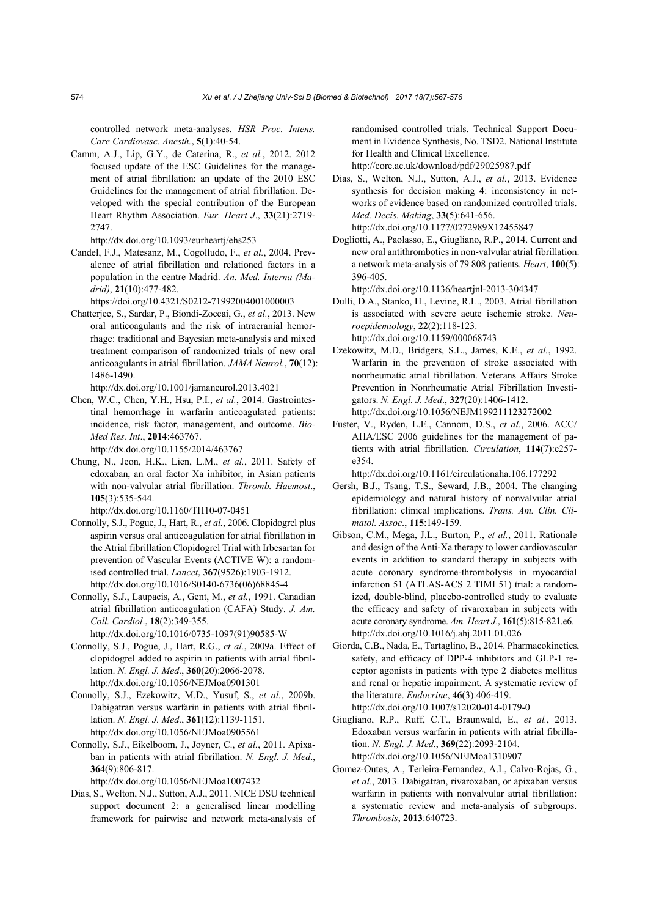controlled network meta-analyses. *HSR Proc. Intens. Care Cardiovasc. Anesth.*, **5**(1):40-54.

Camm, A.J., Lip, G.Y., de Caterina, R., *et al.*, 2012. 2012 focused update of the ESC Guidelines for the management of atrial fibrillation: an update of the 2010 ESC Guidelines for the management of atrial fibrillation. Developed with the special contribution of the European Heart Rhythm Association. *Eur. Heart J*., **33**(21):2719-2747.
http://dx.doi.org/10.1093/eurheartj/ehs253

Candel, F.J., Matesanz, M., Cogolludo, F., *et al.*, 2004. Prevalence of atrial fibrillation and relationed factors in a population in the centre Madrid. *An. Med. Interna (Madrid)*, **21**(10):477-482.
https://doi.org/10.4321/S0212-71992004001000003

Chatterjee, S., Sardar, P., Biondi-Zoccai, G., *et al.*, 2013. New oral anticoagulants and the risk of intracranial hemorrhage: traditional and Bayesian meta-analysis and mixed treatment comparison of randomized trials of new oral anticoagulants in atrial fibrillation. *JAMA Neurol.*, **70**(12):1486-1490.
http://dx.doi.org/10.1001/jamaneurol.2013.4021

Chen, W.C., Chen, Y.H., Hsu, P.I., *et al.*, 2014. Gastrointestinal hemorrhage in warfarin anticoagulated patients: incidence, risk factor, management, and outcome. *BioMed Res. Int*., **2014**:463767.
http://dx.doi.org/10.1155/2014/463767

Chung, N., Jeon, H.K., Lien, L.M., *et al.*, 2011. Safety of edoxaban, an oral factor Xa inhibitor, in Asian patients with non-valvular atrial fibrillation. *Thromb. Haemost*., **105**(3):535-544.
http://dx.doi.org/10.1160/TH10-07-0451

Connolly, S.J., Pogue, J., Hart, R., *et al.*, 2006. Clopidogrel plus aspirin versus oral anticoagulation for atrial fibrillation in the Atrial fibrillation Clopidogrel Trial with Irbesartan for prevention of Vascular Events (ACTIVE W): a randomised controlled trial. *Lancet*, **367**(9526):1903-1912.
http://dx.doi.org/10.1016/S0140-6736(06)68845-4

Connolly, S.J., Laupacis, A., Gent, M., *et al.*, 1991. Canadian atrial fibrillation anticoagulation (CAFA) Study. *J. Am. Coll. Cardiol*., **18**(2):349-355.
http://dx.doi.org/10.1016/0735-1097(91)90585-W

Connolly, S.J., Pogue, J., Hart, R.G., *et al.*, 2009a. Effect of clopidogrel added to aspirin in patients with atrial fibrillation. *N. Engl. J. Med*., **360**(20):2066-2078.
http://dx.doi.org/10.1056/NEJMoa0901301

Connolly, S.J., Ezekowitz, M.D., Yusuf, S., *et al.*, 2009b. Dabigatran versus warfarin in patients with atrial fibrillation. *N. Engl. J. Med*., **361**(12):1139-1151.
http://dx.doi.org/10.1056/NEJMoa0905561

Connolly, S.J., Eikelboom, J., Joyner, C., *et al.*, 2011. Apixaban in patients with atrial fibrillation. *N. Engl. J. Med*., **364**(9):806-817.
http://dx.doi.org/10.1056/NEJMoa1007432

Dias, S., Welton, N.J., Sutton, A.J., 2011. NICE DSU technical support document 2: a generalised linear modelling framework for pairwise and network meta-analysis of randomised controlled trials. Technical Support Document in Evidence Synthesis, No. TSD2. National Institute for Health and Clinical Excellence.
http://core.ac.uk/download/pdf/29025987.pdf

Dias, S., Welton, N.J., Sutton, A.J., *et al.*, 2013. Evidence synthesis for decision making 4: inconsistency in networks of evidence based on randomized controlled trials. *Med. Decis. Making*, **33**(5):641-656.
http://dx.doi.org/10.1177/0272989X12455847

Dogliotti, A., Paolasso, E., Giugliano, R.P., 2014. Current and new oral antithrombotics in non-valvular atrial fibrillation: a network meta-analysis of 79 808 patients. *Heart*, **100**(5):396-405.
http://dx.doi.org/10.1136/heartjnl-2013-304347

Dulli, D.A., Stanko, H., Levine, R.L., 2003. Atrial fibrillation is associated with severe acute ischemic stroke. *Neuroepidemiology*, **22**(2):118-123.
http://dx.doi.org/10.1159/000068743

Ezekowitz, M.D., Bridgers, S.L., James, K.E., *et al.*, 1992. Warfarin in the prevention of stroke associated with nonrheumatic atrial fibrillation. Veterans Affairs Stroke Prevention in Nonrheumatic Atrial Fibrillation Investigators. *N. Engl. J. Med*., **327**(20):1406-1412.
http://dx.doi.org/10.1056/NEJM199211123272002

Fuster, V., Ryden, L.E., Cannom, D.S., *et al.*, 2006. ACC/AHA/ESC 2006 guidelines for the management of patients with atrial fibrillation. *Circulation*, **114**(7):e257-e354.
http://dx.doi.org/10.1161/circulationaha.106.177292

Gersh, B.J., Tsang, T.S., Seward, J.B., 2004. The changing epidemiology and natural history of nonvalvular atrial fibrillation: clinical implications. *Trans. Am. Clin. Climatol. Assoc*., **115**:149-159.

Gibson, C.M., Mega, J.L., Burton, P., *et al.*, 2011. Rationale and design of the Anti-Xa therapy to lower cardiovascular events in addition to standard therapy in subjects with acute coronary syndrome-thrombolysis in myocardial infarction 51 (ATLAS-ACS 2 TIMI 51) trial: a randomized, double-blind, placebo-controlled study to evaluate the efficacy and safety of rivaroxaban in subjects with acute coronary syndrome. *Am. Heart J*., **161**(5):815-821.e6.
http://dx.doi.org/10.1016/j.ahj.2011.01.026

Giorda, C.B., Nada, E., Tartaglino, B., 2014. Pharmacokinetics, safety, and efficacy of DPP-4 inhibitors and GLP-1 receptor agonists in patients with type 2 diabetes mellitus and renal or hepatic impairment. A systematic review of the literature. *Endocrine*, **46**(3):406-419.
http://dx.doi.org/10.1007/s12020-014-0179-0

Giugliano, R.P., Ruff, C.T., Braunwald, E., *et al.*, 2013. Edoxaban versus warfarin in patients with atrial fibrillation. *N. Engl. J. Med*., **369**(22):2093-2104.
http://dx.doi.org/10.1056/NEJMoa1310907

Gomez-Outes, A., Terleira-Fernandez, A.I., Calvo-Rojas, G., *et al.*, 2013. Dabigatran, rivaroxaban, or apixaban versus warfarin in patients with nonvalvular atrial fibrillation: a systematic review and meta-analysis of subgroups. *Thrombosis*, **2013**:640723.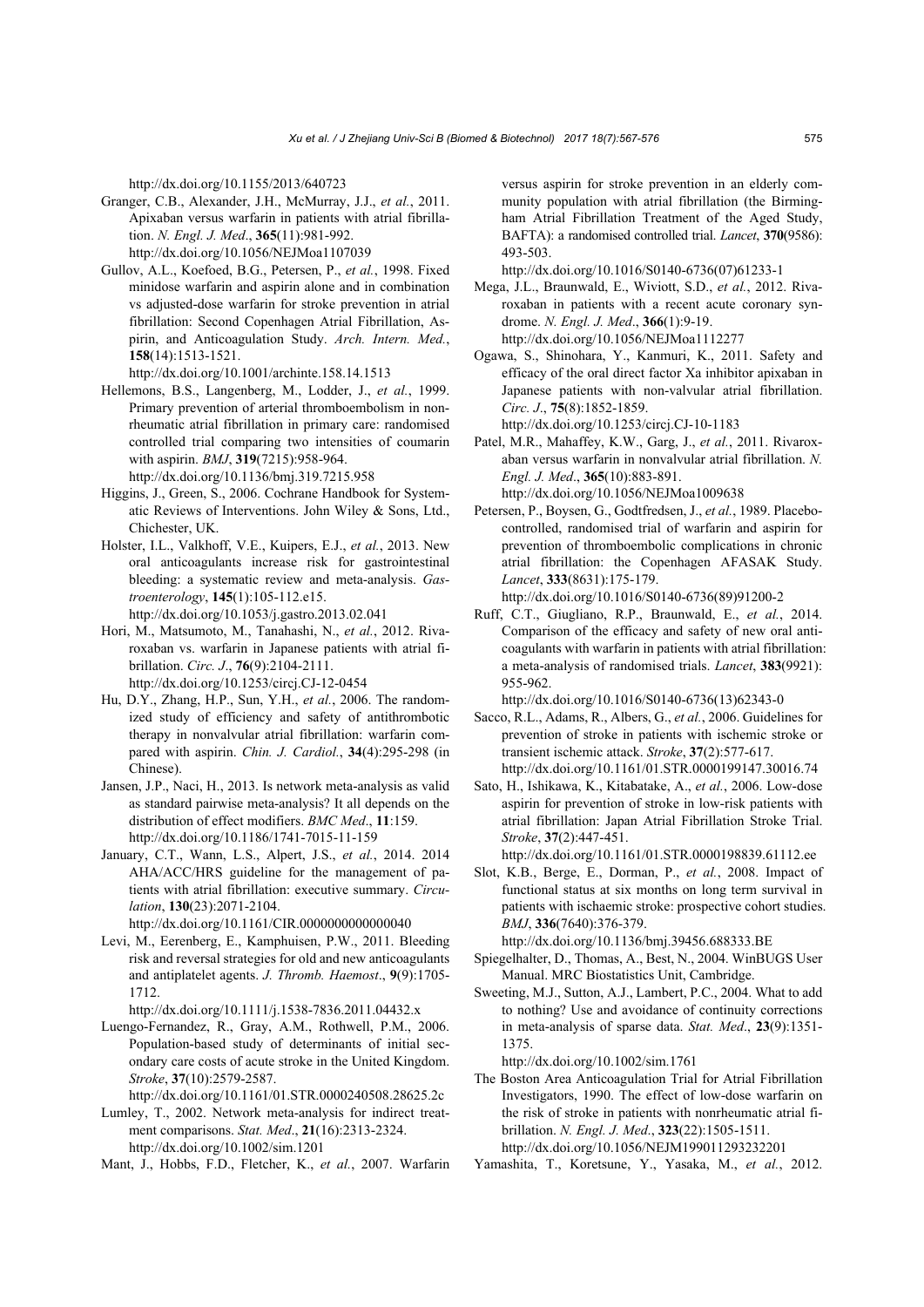http://dx.doi.org/10.1155/2013/640723

Granger, C.B., Alexander, J.H., McMurray, J.J., *et al.*, 2011. Apixaban versus warfarin in patients with atrial fibrillation. *N. Engl. J. Med*., **365**(11):981-992. http://dx.doi.org/10.1056/NEJMoa1107039

Gullov, A.L., Koefoed, B.G., Petersen, P., *et al.*, 1998. Fixed minidose warfarin and aspirin alone and in combination vs adjusted-dose warfarin for stroke prevention in atrial fibrillation: Second Copenhagen Atrial Fibrillation, Aspirin, and Anticoagulation Study. *Arch. Intern. Med.*, **158**(14):1513-1521. http://dx.doi.org/10.1001/archinte.158.14.1513

Hellemons, B.S., Langenberg, M., Lodder, J., *et al.*, 1999. Primary prevention of arterial thromboembolism in non-rheumatic atrial fibrillation in primary care: randomised controlled trial comparing two intensities of coumarin with aspirin. *BMJ*, **319**(7215):958-964. http://dx.doi.org/10.1136/bmj.319.7215.958

Higgins, J., Green, S., 2006. Cochrane Handbook for Systematic Reviews of Interventions. John Wiley & Sons, Ltd., Chichester, UK.

Holster, I.L., Valkhoff, V.E., Kuipers, E.J., *et al.*, 2013. New oral anticoagulants increase risk for gastrointestinal bleeding: a systematic review and meta-analysis. *Gastroenterology*, **145**(1):105-112.e15. http://dx.doi.org/10.1053/j.gastro.2013.02.041

Hori, M., Matsumoto, M., Tanahashi, N., *et al.*, 2012. Rivaroxaban vs. warfarin in Japanese patients with atrial fibrillation. *Circ. J*., **76**(9):2104-2111. http://dx.doi.org/10.1253/circj.CJ-12-0454

Hu, D.Y., Zhang, H.P., Sun, Y.H., *et al.*, 2006. The randomized study of efficiency and safety of antithrombotic therapy in nonvalvular atrial fibrillation: warfarin compared with aspirin. *Chin. J. Cardiol.*, **34**(4):295-298 (in Chinese).

Jansen, J.P., Naci, H., 2013. Is network meta-analysis as valid as standard pairwise meta-analysis? It all depends on the distribution of effect modifiers. *BMC Med*., **11**:159. http://dx.doi.org/10.1186/1741-7015-11-159

January, C.T., Wann, L.S., Alpert, J.S., *et al.*, 2014. 2014 AHA/ACC/HRS guideline for the management of patients with atrial fibrillation: executive summary. *Circulation*, **130**(23):2071-2104. http://dx.doi.org/10.1161/CIR.0000000000000040

Levi, M., Eerenberg, E., Kamphuisen, P.W., 2011. Bleeding risk and reversal strategies for old and new anticoagulants and antiplatelet agents. *J. Thromb. Haemost*., **9**(9):1705-1712. http://dx.doi.org/10.1111/j.1538-7836.2011.04432.x

Luengo-Fernandez, R., Gray, A.M., Rothwell, P.M., 2006. Population-based study of determinants of initial secondary care costs of acute stroke in the United Kingdom. *Stroke*, **37**(10):2579-2587. http://dx.doi.org/10.1161/01.STR.0000240508.28625.2c

Lumley, T., 2002. Network meta-analysis for indirect treatment comparisons. *Stat. Med*., **21**(16):2313-2324. http://dx.doi.org/10.1002/sim.1201

Mant, J., Hobbs, F.D., Fletcher, K., *et al.*, 2007. Warfarin versus aspirin for stroke prevention in an elderly community population with atrial fibrillation (the Birmingham Atrial Fibrillation Treatment of the Aged Study, BAFTA): a randomised controlled trial. *Lancet*, **370**(9586): 493-503. http://dx.doi.org/10.1016/S0140-6736(07)61233-1

Mega, J.L., Braunwald, E., Wiviott, S.D., *et al.*, 2012. Rivaroxaban in patients with a recent acute coronary syndrome. *N. Engl. J. Med*., **366**(1):9-19. http://dx.doi.org/10.1056/NEJMoa1112277

Ogawa, S., Shinohara, Y., Kanmuri, K., 2011. Safety and efficacy of the oral direct factor Xa inhibitor apixaban in Japanese patients with non-valvular atrial fibrillation. *Circ. J*., **75**(8):1852-1859. http://dx.doi.org/10.1253/circj.CJ-10-1183

Patel, M.R., Mahaffey, K.W., Garg, J., *et al.*, 2011. Rivaroxaban versus warfarin in nonvalvular atrial fibrillation. *N. Engl. J. Med*., **365**(10):883-891. http://dx.doi.org/10.1056/NEJMoa1009638

Petersen, P., Boysen, G., Godtfredsen, J., *et al.*, 1989. Placebo-controlled, randomised trial of warfarin and aspirin for prevention of thromboembolic complications in chronic atrial fibrillation: the Copenhagen AFASAK Study. *Lancet*, **333**(8631):175-179. http://dx.doi.org/10.1016/S0140-6736(89)91200-2

Ruff, C.T., Giugliano, R.P., Braunwald, E., *et al.*, 2014. Comparison of the efficacy and safety of new oral anticoagulants with warfarin in patients with atrial fibrillation: a meta-analysis of randomised trials. *Lancet*, **383**(9921): 955-962. http://dx.doi.org/10.1016/S0140-6736(13)62343-0

Sacco, R.L., Adams, R., Albers, G., *et al.*, 2006. Guidelines for prevention of stroke in patients with ischemic stroke or transient ischemic attack. *Stroke*, **37**(2):577-617. http://dx.doi.org/10.1161/01.STR.0000199147.30016.74

Sato, H., Ishikawa, K., Kitabatake, A., *et al.*, 2006. Low-dose aspirin for prevention of stroke in low-risk patients with atrial fibrillation: Japan Atrial Fibrillation Stroke Trial. *Stroke*, **37**(2):447-451. http://dx.doi.org/10.1161/01.STR.0000198839.61112.ee

Slot, K.B., Berge, E., Dorman, P., *et al.*, 2008. Impact of functional status at six months on long term survival in patients with ischaemic stroke: prospective cohort studies. *BMJ*, **336**(7640):376-379. http://dx.doi.org/10.1136/bmj.39456.688333.BE

Spiegelhalter, D., Thomas, A., Best, N., 2004. WinBUGS User Manual. MRC Biostatistics Unit, Cambridge.

Sweeting, M.J., Sutton, A.J., Lambert, P.C., 2004. What to add to nothing? Use and avoidance of continuity corrections in meta-analysis of sparse data. *Stat. Med*., **23**(9):1351-1375. http://dx.doi.org/10.1002/sim.1761

The Boston Area Anticoagulation Trial for Atrial Fibrillation Investigators, 1990. The effect of low-dose warfarin on the risk of stroke in patients with nonrheumatic atrial fibrillation. *N. Engl. J. Med*., **323**(22):1505-1511. http://dx.doi.org/10.1056/NEJM199011293232201

Yamashita, T., Koretsune, Y., Yasaka, M., *et al.*, 2012.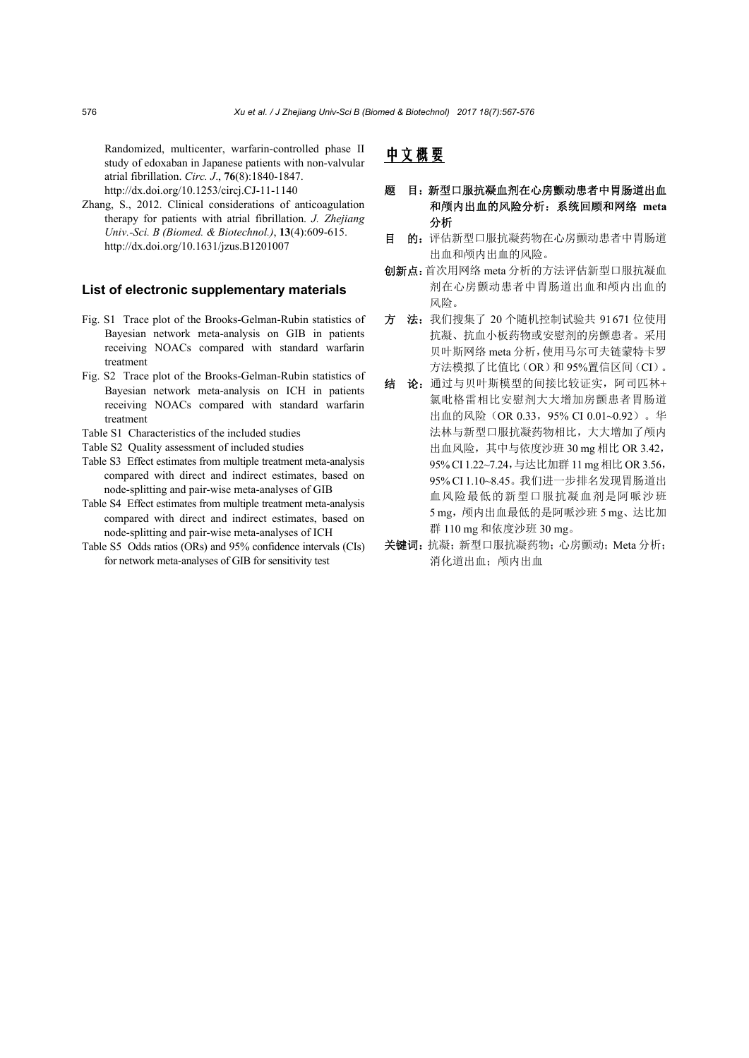Randomized, multicenter, warfarin-controlled phase II study of edoxaban in Japanese patients with non-valvular atrial fibrillation. *Circ. J.*, **76**(8):1840-1847. http://dx.doi.org/10.1253/circj.CJ-11-1140

Zhang, S., 2012. Clinical considerations of anticoagulation therapy for patients with atrial fibrillation. *J. Zhejiang Univ.-Sci. B (Biomed. & Biotechnol.)*, **13**(4):609-615. http://dx.doi.org/10.1631/jzus.B1201007

## List of electronic supplementary materials

Fig. S1 Trace plot of the Brooks-Gelman-Rubin statistics of Bayesian network meta-analysis on GIB in patients receiving NOACs compared with standard warfarin treatment

Fig. S2 Trace plot of the Brooks-Gelman-Rubin statistics of Bayesian network meta-analysis on ICH in patients receiving NOACs compared with standard warfarin treatment

Table S1 Characteristics of the included studies

Table S2 Quality assessment of included studies

Table S3 Effect estimates from multiple treatment meta-analysis compared with direct and indirect estimates, based on node-splitting and pair-wise meta-analyses of GIB

Table S4 Effect estimates from multiple treatment meta-analysis compared with direct and indirect estimates, based on node-splitting and pair-wise meta-analyses of ICH

Table S5 Odds ratios (ORs) and 95% confidence intervals (CIs) for network meta-analyses of GIB for sensitivity test

## 中文概要

**题　目：新型口服抗凝血剂在心房颤动患者中胃肠道出血和颅内出血的风险分析：系统回顾和网络 meta 分析**

**目　的：**评估新型口服抗凝药物在心房颤动患者中胃肠道出血和颅内出血的风险。

**创新点：**首次用网络 meta 分析的方法评估新型口服抗凝血剂在心房颤动患者中胃肠道出血和颅内出血的风险。

**方　法：**我们搜集了 20 个随机控制试验共 91671 位使用抗凝、抗血小板药物或安慰剂的房颤患者。采用贝叶斯网络 meta 分析，使用马尔可夫链蒙特卡罗方法模拟了比值比（OR）和 95%置信区间（CI）。

**结　论：**通过与贝叶斯模型的间接比较证实，阿司匹林+氯吡格雷相比安慰剂大大增加房颤患者胃肠道出血的风险（OR 0.33，95% CI 0.01~0.92）。华法林与新型口服抗凝药物相比，大大增加了颅内出血风险，其中与依度沙班 30 mg 相比 OR 3.42，95% CI 1.22~7.24，与达比加群 11 mg 相比 OR 3.56，95% CI 1.10~8.45。我们进一步排名发现胃肠道出血风险最低的新型口服抗凝血剂是阿哌沙班 5 mg，颅内出血最低的是阿哌沙班 5 mg、达比加群 110 mg 和依度沙班 30 mg。

**关键词：**抗凝；新型口服抗凝药物；心房颤动；Meta 分析；消化道出血；颅内出血